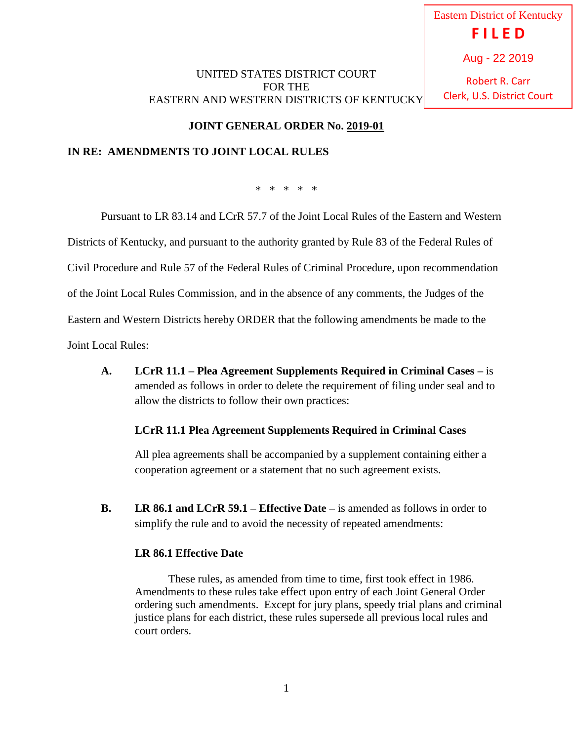Eastern District of Kentucky
**FILED**
Aug - 22 2019
Robert R. Carr
Clerk, U.S. District Court

UNITED STATES DISTRICT COURT
FOR THE
EASTERN AND WESTERN DISTRICTS OF KENTUCKY

**JOINT GENERAL ORDER No. 2019-01**

**IN RE: AMENDMENTS TO JOINT LOCAL RULES**

\* \* \* \* \*

Pursuant to LR 83.14 and LCrR 57.7 of the Joint Local Rules of the Eastern and Western Districts of Kentucky, and pursuant to the authority granted by Rule 83 of the Federal Rules of Civil Procedure and Rule 57 of the Federal Rules of Criminal Procedure, upon recommendation of the Joint Local Rules Commission, and in the absence of any comments, the Judges of the Eastern and Western Districts hereby ORDER that the following amendments be made to the Joint Local Rules:

**A. LCrR 11.1 – Plea Agreement Supplements Required in Criminal Cases –** is amended as follows in order to delete the requirement of filing under seal and to allow the districts to follow their own practices:

**LCrR 11.1 Plea Agreement Supplements Required in Criminal Cases**

All plea agreements shall be accompanied by a supplement containing either a cooperation agreement or a statement that no such agreement exists.

**B. LR 86.1 and LCrR 59.1 – Effective Date –** is amended as follows in order to simplify the rule and to avoid the necessity of repeated amendments:

**LR 86.1 Effective Date**

These rules, as amended from time to time, first took effect in 1986. Amendments to these rules take effect upon entry of each Joint General Order ordering such amendments. Except for jury plans, speedy trial plans and criminal justice plans for each district, these rules supersede all previous local rules and court orders.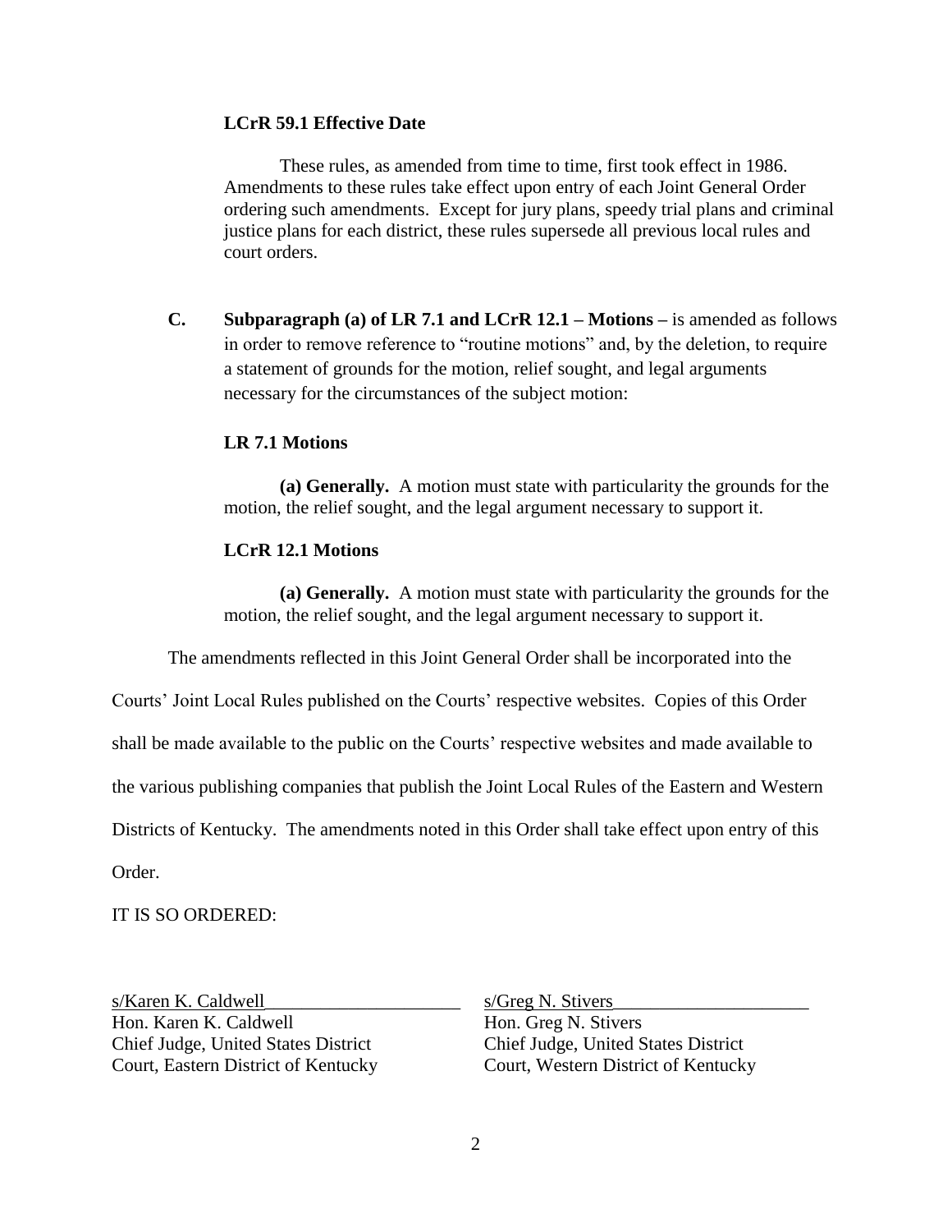**LCrR 59.1 Effective Date**

These rules, as amended from time to time, first took effect in 1986. Amendments to these rules take effect upon entry of each Joint General Order ordering such amendments. Except for jury plans, speedy trial plans and criminal justice plans for each district, these rules supersede all previous local rules and court orders.

**C. Subparagraph (a) of LR 7.1 and LCrR 12.1 – Motions –** is amended as follows in order to remove reference to "routine motions" and, by the deletion, to require a statement of grounds for the motion, relief sought, and legal arguments necessary for the circumstances of the subject motion:

**LR 7.1 Motions**

**(a) Generally.** A motion must state with particularity the grounds for the motion, the relief sought, and the legal argument necessary to support it.

**LCrR 12.1 Motions**

**(a) Generally.** A motion must state with particularity the grounds for the motion, the relief sought, and the legal argument necessary to support it.

The amendments reflected in this Joint General Order shall be incorporated into the Courts' Joint Local Rules published on the Courts' respective websites. Copies of this Order shall be made available to the public on the Courts' respective websites and made available to the various publishing companies that publish the Joint Local Rules of the Eastern and Western Districts of Kentucky. The amendments noted in this Order shall take effect upon entry of this Order.

IT IS SO ORDERED:

s/Karen K. Caldwell
Hon. Karen K. Caldwell
Chief Judge, United States District Court, Eastern District of Kentucky

s/Greg N. Stivers
Hon. Greg N. Stivers
Chief Judge, United States District Court, Western District of Kentucky